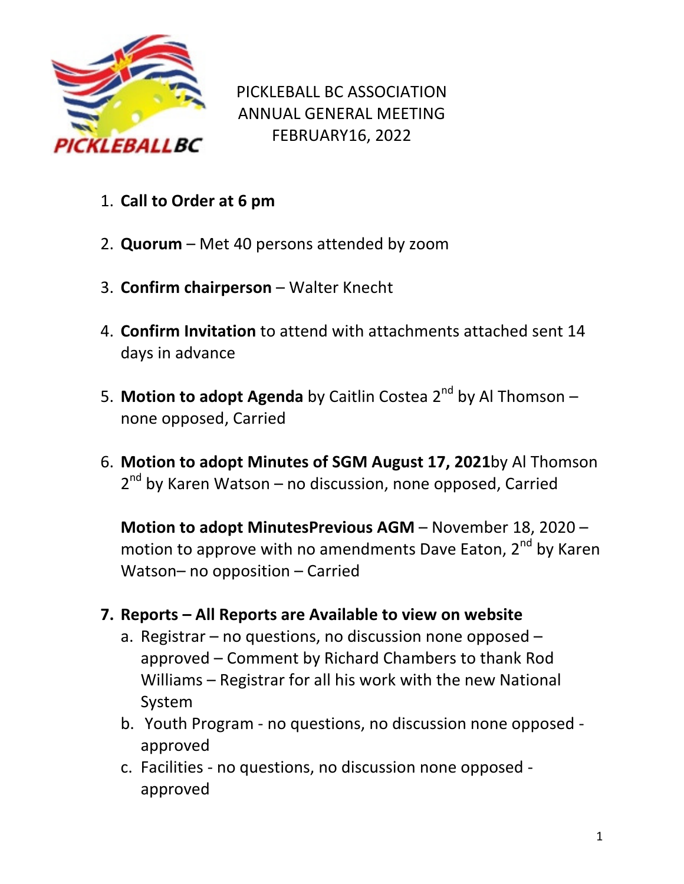# PICKLEBALL BC ASSOCIATION ANNUAL GENERAL MEETING FEBRUARY16, 2022

1. **Call to Order at 6 pm**

2. **Quorum** – Met 40 persons attended by zoom

3. **Confirm chairperson** – Walter Knecht

4. **Confirm Invitation** to attend with attachments attached sent 14 days in advance

5. **Motion to adopt Agenda** by Caitlin Costea 2nd by Al Thomson – none opposed, Carried

6. **Motion to adopt Minutes of SGM August 17, 2021**by Al Thomson 2nd by Karen Watson – no discussion, none opposed, Carried

   **Motion to adopt MinutesPrevious AGM** – November 18, 2020 – motion to approve with no amendments Dave Eaton, 2nd by Karen Watson– no opposition – Carried

7. **Reports – All Reports are Available to view on website**
   a. Registrar – no questions, no discussion none opposed – approved – Comment by Richard Chambers to thank Rod Williams – Registrar for all his work with the new National System
   b. Youth Program - no questions, no discussion none opposed - approved
   c. Facilities - no questions, no discussion none opposed - approved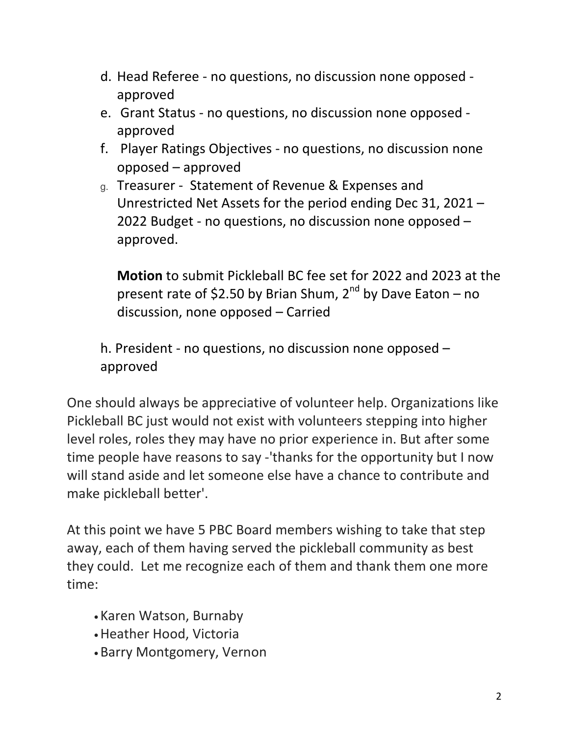d. Head Referee - no questions, no discussion none opposed - approved

e. Grant Status - no questions, no discussion none opposed - approved

f. Player Ratings Objectives - no questions, no discussion none opposed – approved

g. Treasurer - Statement of Revenue & Expenses and Unrestricted Net Assets for the period ending Dec 31, 2021 – 2022 Budget - no questions, no discussion none opposed – approved.

   **Motion** to submit Pickleball BC fee set for 2022 and 2023 at the present rate of $2.50 by Brian Shum, 2nd by Dave Eaton – no discussion, none opposed – Carried

h. President - no questions, no discussion none opposed – approved

One should always be appreciative of volunteer help. Organizations like Pickleball BC just would not exist with volunteers stepping into higher level roles, roles they may have no prior experience in. But after some time people have reasons to say -'thanks for the opportunity but I now will stand aside and let someone else have a chance to contribute and make pickleball better'.

At this point we have 5 PBC Board members wishing to take that step away, each of them having served the pickleball community as best they could. Let me recognize each of them and thank them one more time:

- Karen Watson, Burnaby
- Heather Hood, Victoria
- Barry Montgomery, Vernon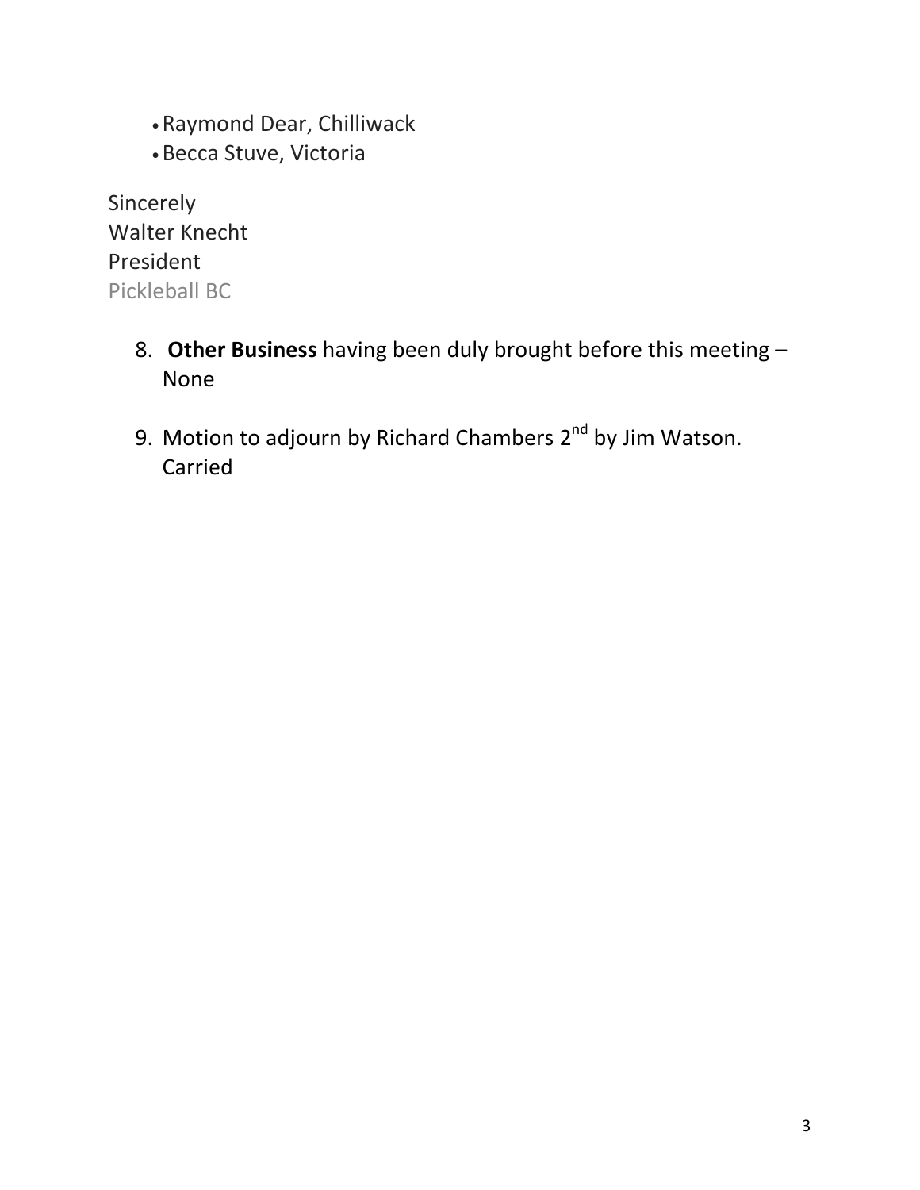- Raymond Dear, Chilliwack
- Becca Stuve, Victoria

Sincerely
Walter Knecht
President
Pickleball BC

8. **Other Business** having been duly brought before this meeting – None

9. Motion to adjourn by Richard Chambers 2nd by Jim Watson. Carried